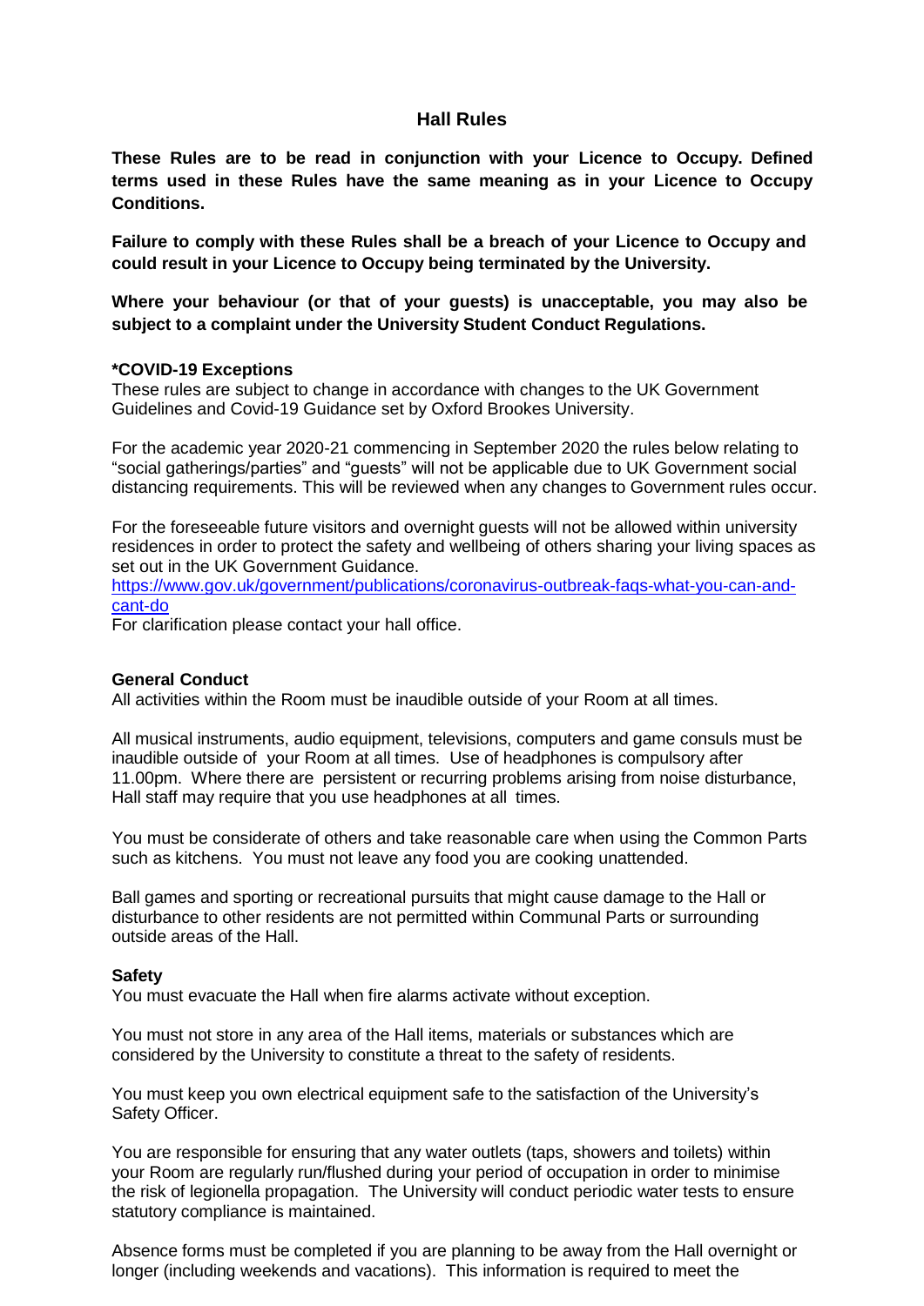# Hall Rules

**These Rules are to be read in conjunction with your Licence to Occupy. Defined terms used in these Rules have the same meaning as in your Licence to Occupy Conditions.**

**Failure to comply with these Rules shall be a breach of your Licence to Occupy and could result in your Licence to Occupy being terminated by the University.**

**Where your behaviour (or that of your guests) is unacceptable, you may also be subject to a complaint under the University Student Conduct Regulations.**

### *COVID-19 Exceptions

These rules are subject to change in accordance with changes to the UK Government Guidelines and Covid-19 Guidance set by Oxford Brookes University.

For the academic year 2020-21 commencing in September 2020 the rules below relating to "social gatherings/parties" and "guests" will not be applicable due to UK Government social distancing requirements. This will be reviewed when any changes to Government rules occur.

For the foreseeable future visitors and overnight guests will not be allowed within university residences in order to protect the safety and wellbeing of others sharing your living spaces as set out in the UK Government Guidance.
[https://www.gov.uk/government/publications/coronavirus-outbreak-faqs-what-you-can-and-cant-do](https://www.gov.uk/government/publications/coronavirus-outbreak-faqs-what-you-can-and-cant-do)
For clarification please contact your hall office.

### General Conduct

All activities within the Room must be inaudible outside of your Room at all times.

All musical instruments, audio equipment, televisions, computers and game consuls must be inaudible outside of your Room at all times. Use of headphones is compulsory after 11.00pm. Where there are persistent or recurring problems arising from noise disturbance, Hall staff may require that you use headphones at all times.

You must be considerate of others and take reasonable care when using the Common Parts such as kitchens. You must not leave any food you are cooking unattended.

Ball games and sporting or recreational pursuits that might cause damage to the Hall or disturbance to other residents are not permitted within Communal Parts or surrounding outside areas of the Hall.

### Safety

You must evacuate the Hall when fire alarms activate without exception.

You must not store in any area of the Hall items, materials or substances which are considered by the University to constitute a threat to the safety of residents.

You must keep you own electrical equipment safe to the satisfaction of the University's Safety Officer.

You are responsible for ensuring that any water outlets (taps, showers and toilets) within your Room are regularly run/flushed during your period of occupation in order to minimise the risk of legionella propagation. The University will conduct periodic water tests to ensure statutory compliance is maintained.

Absence forms must be completed if you are planning to be away from the Hall overnight or longer (including weekends and vacations). This information is required to meet the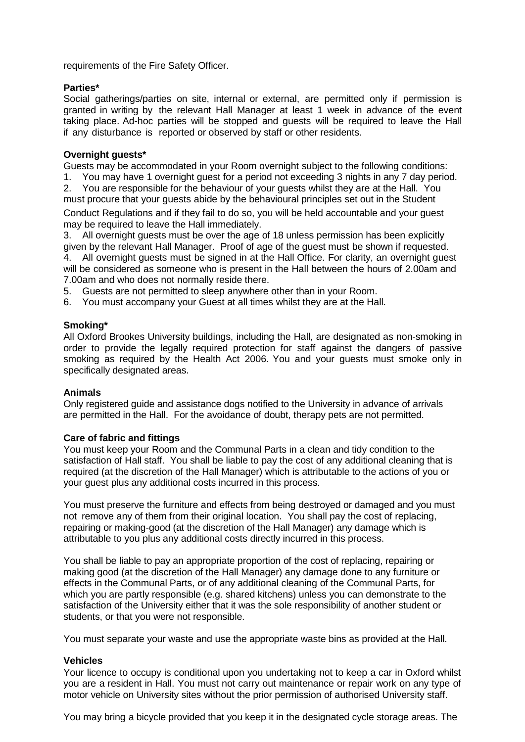requirements of the Fire Safety Officer.

**Parties***

Social gatherings/parties on site, internal or external, are permitted only if permission is granted in writing by the relevant Hall Manager at least 1 week in advance of the event taking place. Ad-hoc parties will be stopped and guests will be required to leave the Hall if any disturbance is reported or observed by staff or other residents.

**Overnight guests***

Guests may be accommodated in your Room overnight subject to the following conditions:

1. You may have 1 overnight guest for a period not exceeding 3 nights in any 7 day period.
2. You are responsible for the behaviour of your guests whilst they are at the Hall. You must procure that your guests abide by the behavioural principles set out in the Student Conduct Regulations and if they fail to do so, you will be held accountable and your guest may be required to leave the Hall immediately.
3. All overnight guests must be over the age of 18 unless permission has been explicitly given by the relevant Hall Manager. Proof of age of the guest must be shown if requested.
4. All overnight guests must be signed in at the Hall Office. For clarity, an overnight guest will be considered as someone who is present in the Hall between the hours of 2.00am and 7.00am and who does not normally reside there.
5. Guests are not permitted to sleep anywhere other than in your Room.
6. You must accompany your Guest at all times whilst they are at the Hall.

**Smoking***

All Oxford Brookes University buildings, including the Hall, are designated as non-smoking in order to provide the legally required protection for staff against the dangers of passive smoking as required by the Health Act 2006. You and your guests must smoke only in specifically designated areas.

**Animals**

Only registered guide and assistance dogs notified to the University in advance of arrivals are permitted in the Hall. For the avoidance of doubt, therapy pets are not permitted.

**Care of fabric and fittings**

You must keep your Room and the Communal Parts in a clean and tidy condition to the satisfaction of Hall staff. You shall be liable to pay the cost of any additional cleaning that is required (at the discretion of the Hall Manager) which is attributable to the actions of you or your guest plus any additional costs incurred in this process.

You must preserve the furniture and effects from being destroyed or damaged and you must not remove any of them from their original location. You shall pay the cost of replacing, repairing or making-good (at the discretion of the Hall Manager) any damage which is attributable to you plus any additional costs directly incurred in this process.

You shall be liable to pay an appropriate proportion of the cost of replacing, repairing or making good (at the discretion of the Hall Manager) any damage done to any furniture or effects in the Communal Parts, or of any additional cleaning of the Communal Parts, for which you are partly responsible (e.g. shared kitchens) unless you can demonstrate to the satisfaction of the University either that it was the sole responsibility of another student or students, or that you were not responsible.

You must separate your waste and use the appropriate waste bins as provided at the Hall.

**Vehicles**

Your licence to occupy is conditional upon you undertaking not to keep a car in Oxford whilst you are a resident in Hall. You must not carry out maintenance or repair work on any type of motor vehicle on University sites without the prior permission of authorised University staff.

You may bring a bicycle provided that you keep it in the designated cycle storage areas. The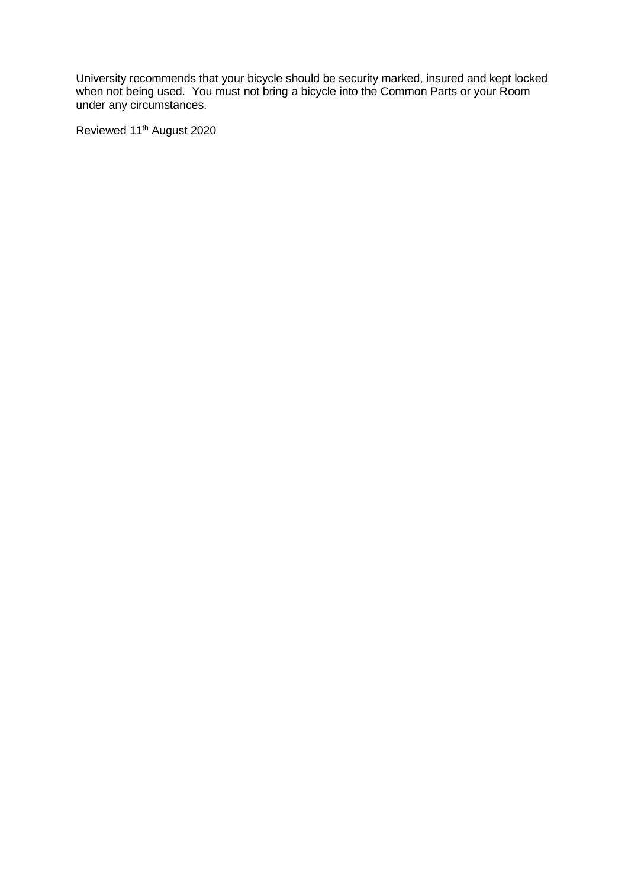University recommends that your bicycle should be security marked, insured and kept locked when not being used. You must not bring a bicycle into the Common Parts or your Room under any circumstances.

Reviewed 11th August 2020